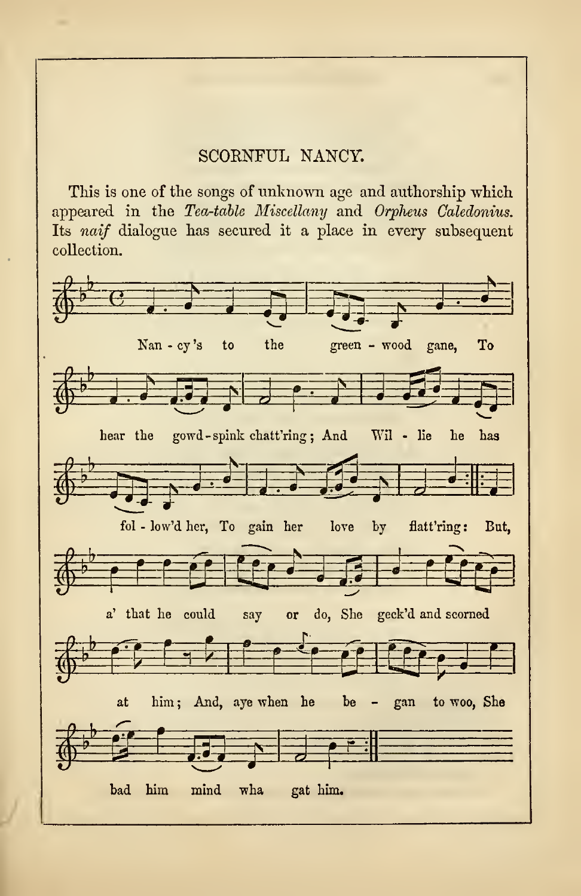## SCORNFUL NANCY.

This is one of the songs of unknown age and authorship which appeared in the *Tea-table Miscellany* and *Orpheus Caledonius.* Its *naif* dialogue has secured it a place in every subsequent collection.

Nan - cy's to the green - wood gane, To hear the gowd-spink chatt'ring; And Wil - lie he has fol - low'd her, To gain her love by flatt'ring: But, a' that he could say or do, She geck'd and scorned at him; And, aye when he be - gan to woo, She bad him mind wha gat him.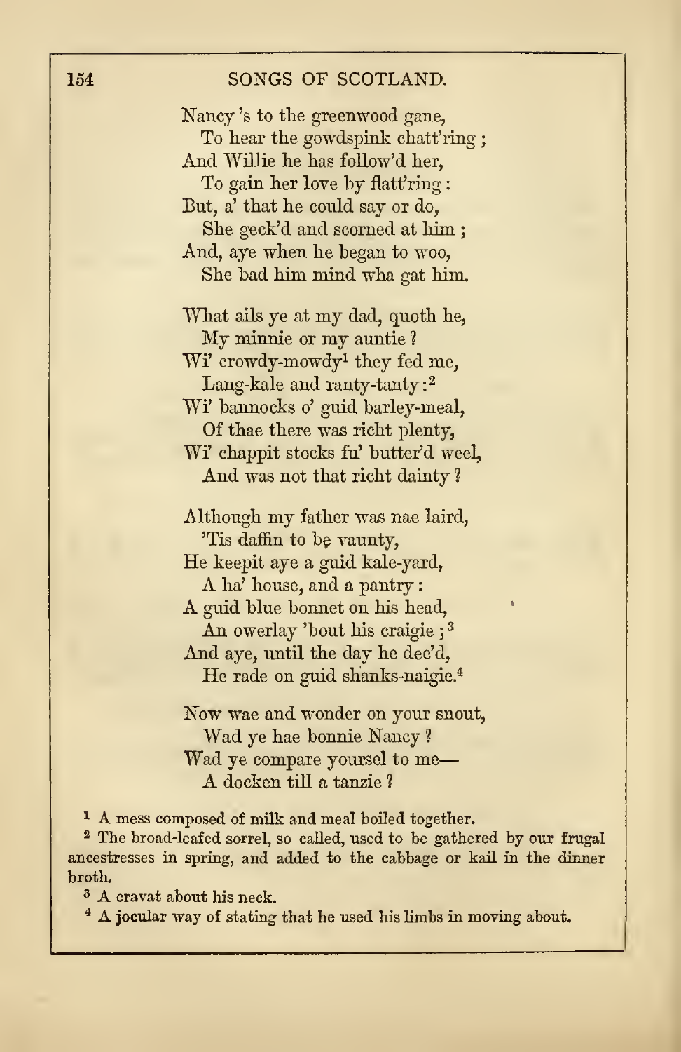Nancy 's to the greenwood gane,
  To hear the gowdspink chatt'ring ;
And Willie he has follow'd her,
  To gain her love by flatt'ring :
But, a' that he could say or do,
  She geck'd and scorned at him ;
And, aye when he began to woo,
  She bad him mind wha gat him.

What ails ye at my dad, quoth he,
  My minnie or my auntie ?
Wi' crowdy-mowdy[1] they fed me,
  Lang-kale and ranty-tanty :[2]
Wi' bannocks o' guid barley-meal,
  Of thae there was richt plenty,
Wi' chappit stocks fu' butter'd weel,
  And was not that richt dainty ?

Although my father was nae laird,
  'Tis daffin to be vaunty,
He keepit aye a guid kale-yard,
  A ha' house, and a pantry :
A guid blue bonnet on his head,
  An owerlay 'bout his craigie ;[3]
And aye, until the day he dee'd,
  He rade on guid shanks-naigie.[4]

Now wae and wonder on your snout,
  Wad ye hae bonnie Nancy ?
Wad ye compare yoursel to me—
  A docken till a tanzie ?

[1] A mess composed of milk and meal boiled together.

[2] The broad-leafed sorrel, so called, used to be gathered by our frugal ancestresses in spring, and added to the cabbage or kail in the dinner broth.

[3] A cravat about his neck.

[4] A jocular way of stating that he used his limbs in moving about.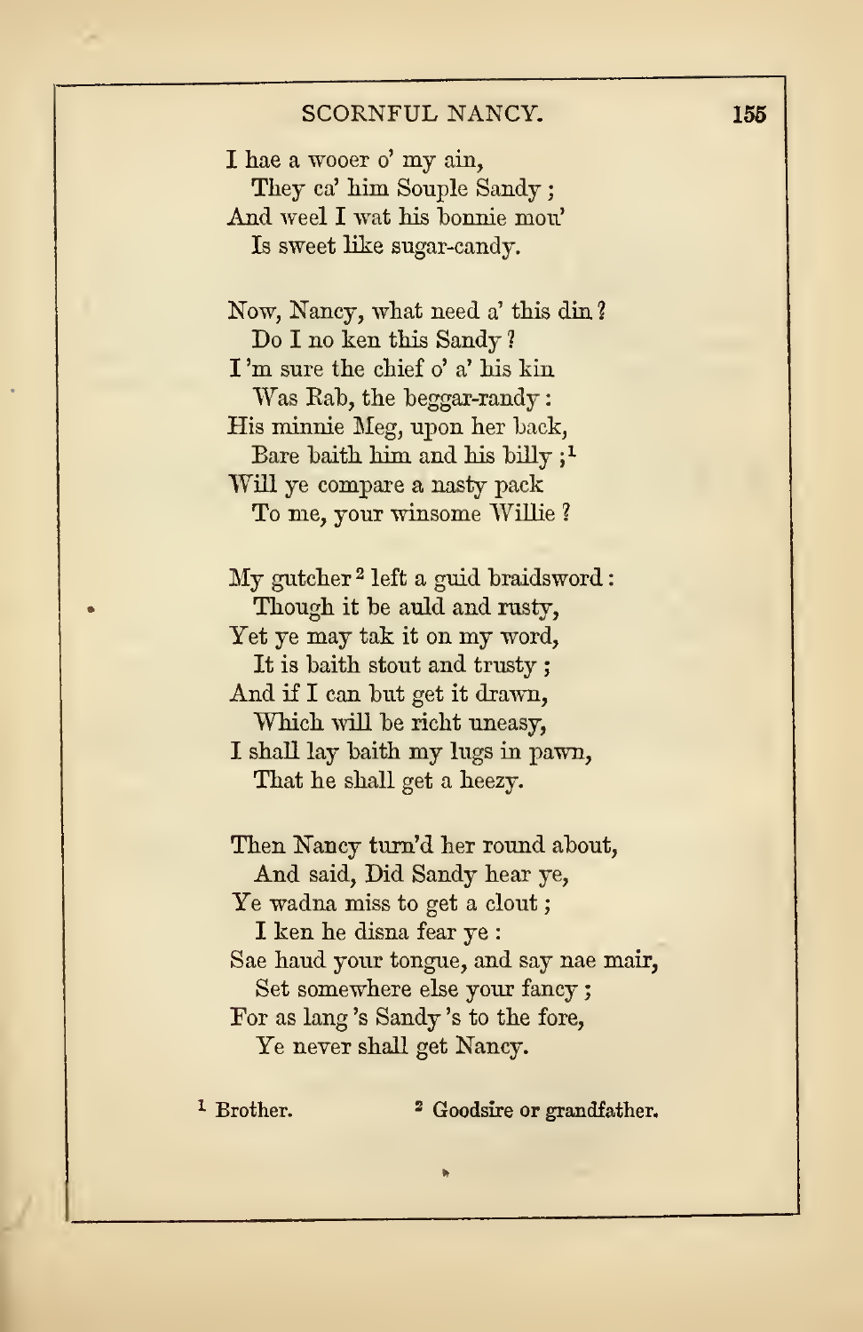I hae a wooer o' my ain,
  They ca' him Souple Sandy;
And weel I wat his bonnie mou'
  Is sweet like sugar-candy.

Now, Nancy, what need a' this din?
  Do I no ken this Sandy?
I 'm sure the chief o' a' his kin
  Was Rab, the beggar-randy:
His minnie Meg, upon her back,
  Bare baith him and his billy;[1]
Will ye compare a nasty pack
  To me, your winsome Willie?

My gutcher[2] left a guid braidsword:
  Though it be auld and rusty,
Yet ye may tak it on my word,
  It is baith stout and trusty;
And if I can but get it drawn,
  Which will be richt uneasy,
I shall lay baith my lugs in pawn,
  That he shall get a heezy.

Then Nancy turn'd her round about,
  And said, Did Sandy hear ye,
Ye wadna miss to get a clout;
  I ken he disna fear ye:
Sae haud your tongue, and say nae mair,
  Set somewhere else your fancy;
For as lang 's Sandy 's to the fore,
  Ye never shall get Nancy.

[1] Brother. [2] Goodsire or grandfather.